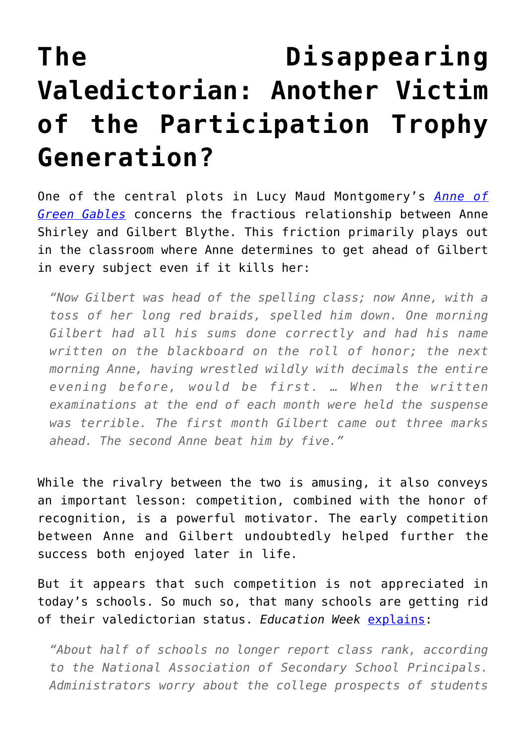# The Disappearing Valedictorian: Another Victim of the Participation Trophy Generation?

One of the central plots in Lucy Maud Montgomery's *Anne of Green Gables* concerns the fractious relationship between Anne Shirley and Gilbert Blythe. This friction primarily plays out in the classroom where Anne determines to get ahead of Gilbert in every subject even if it kills her:

> *"Now Gilbert was head of the spelling class; now Anne, with a toss of her long red braids, spelled him down. One morning Gilbert had all his sums done correctly and had his name written on the blackboard on the roll of honor; the next morning Anne, having wrestled wildly with decimals the entire evening before, would be first. … When the written examinations at the end of each month were held the suspense was terrible. The first month Gilbert came out three marks ahead. The second Anne beat him by five."*

While the rivalry between the two is amusing, it also conveys an important lesson: competition, combined with the honor of recognition, is a powerful motivator. The early competition between Anne and Gilbert undoubtedly helped further the success both enjoyed later in life.

But it appears that such competition is not appreciated in today's schools. So much so, that many schools are getting rid of their valedictorian status. *Education Week* explains:

> *"About half of schools no longer report class rank, according to the National Association of Secondary School Principals. Administrators worry about the college prospects of students*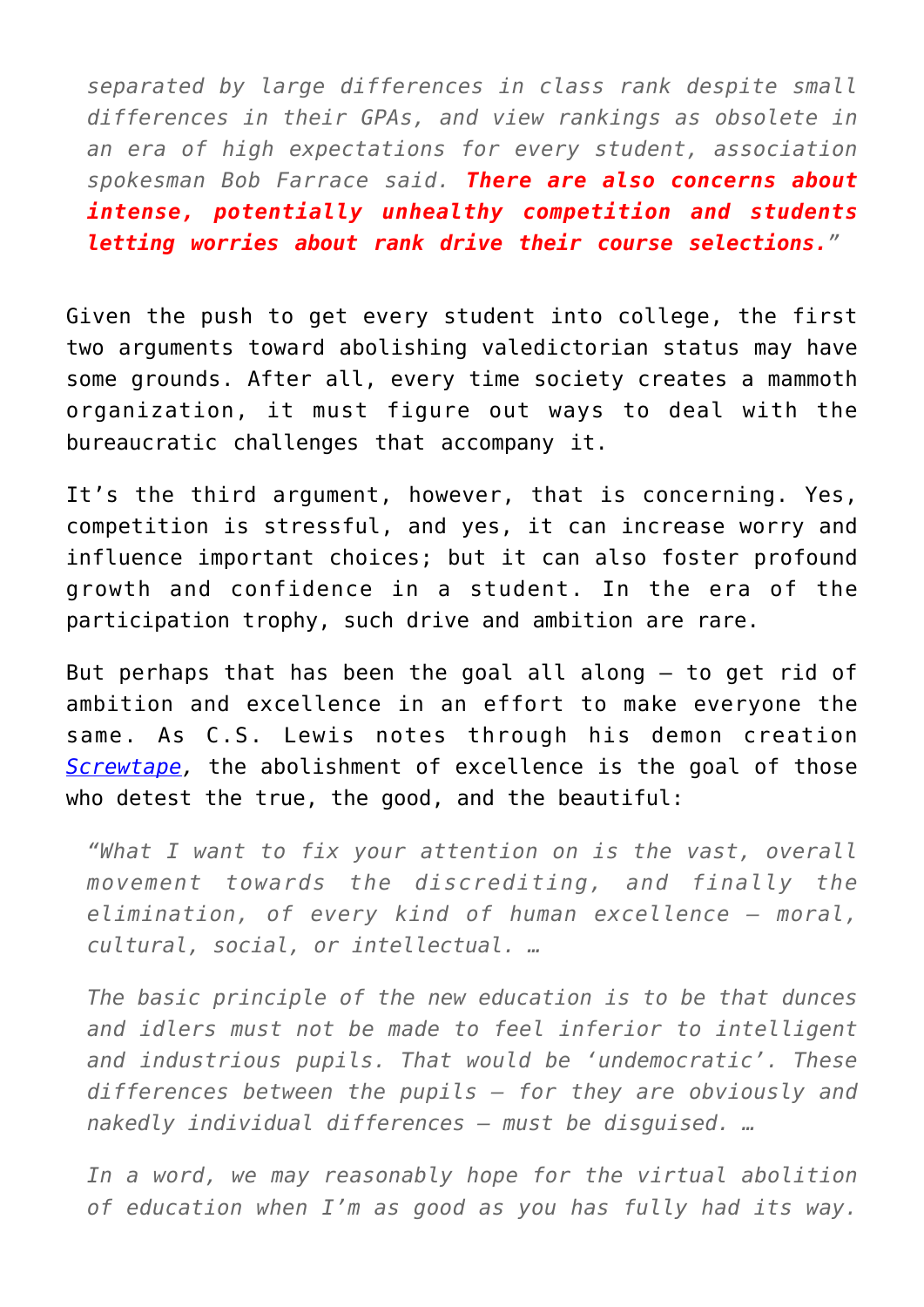> *separated by large differences in class rank despite small differences in their GPAs, and view rankings as obsolete in an era of high expectations for every student, association spokesman Bob Farrace said.* ***There are also concerns about intense, potentially unhealthy competition and students letting worries about rank drive their course selections.****"*

Given the push to get every student into college, the first two arguments toward abolishing valedictorian status may have some grounds. After all, every time society creates a mammoth organization, it must figure out ways to deal with the bureaucratic challenges that accompany it.

It's the third argument, however, that is concerning. Yes, competition is stressful, and yes, it can increase worry and influence important choices; but it can also foster profound growth and confidence in a student. In the era of the participation trophy, such drive and ambition are rare.

But perhaps that has been the goal all along – to get rid of ambition and excellence in an effort to make everyone the same. As C.S. Lewis notes through his demon creation *Screwtape*, the abolishment of excellence is the goal of those who detest the true, the good, and the beautiful:

> *"What I want to fix your attention on is the vast, overall movement towards the discrediting, and finally the elimination, of every kind of human excellence – moral, cultural, social, or intellectual. …*
>
> *The basic principle of the new education is to be that dunces and idlers must not be made to feel inferior to intelligent and industrious pupils. That would be 'undemocratic'. These differences between the pupils – for they are obviously and nakedly individual differences – must be disguised. …*
>
> *In a word, we may reasonably hope for the virtual abolition of education when I'm as good as you has fully had its way.*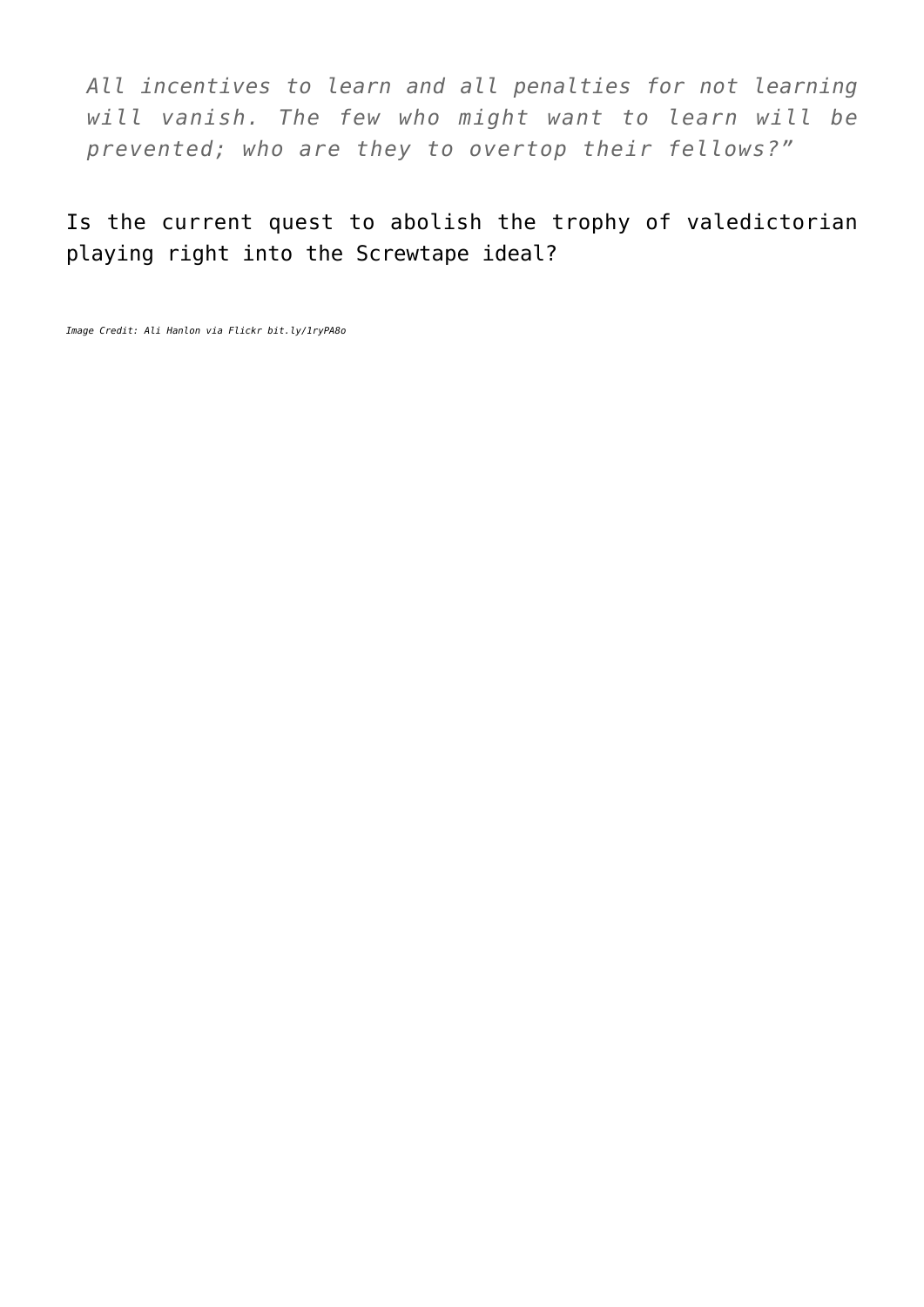> *All incentives to learn and all penalties for not learning will vanish. The few who might want to learn will be prevented; who are they to overtop their fellows?"*

Is the current quest to abolish the trophy of valedictorian playing right into the Screwtape ideal?

*Image Credit: Ali Hanlon via Flickr bit.ly/1ryPA8o*